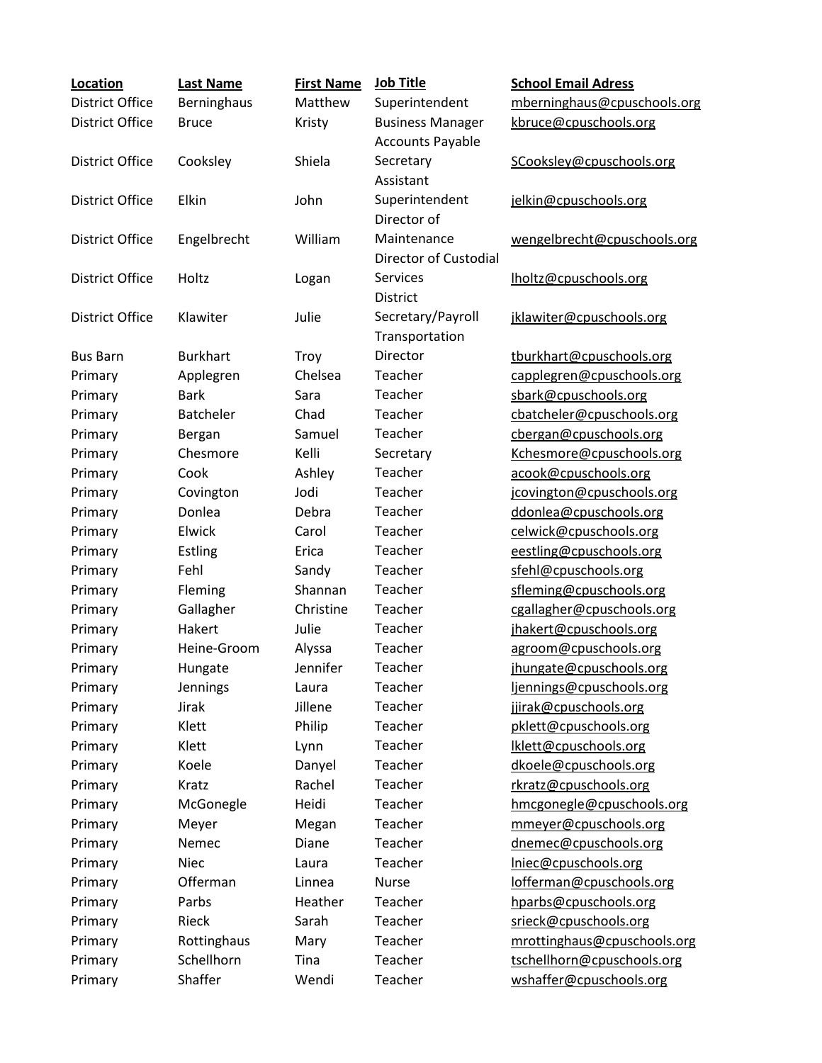| Location | Last Name | First Name | Job Title | School Email Adress |
|---|---|---|---|---|
| District Office | Berninghaus | Matthew | Superintendent | mberninghaus@cpuschools.org |
| District Office | Bruce | Kristy | Business Manager | kbruce@cpuschools.org |
| District Office | Cooksley | Shiela | Accounts Payable Secretary | SCooksley@cpuschools.org |
| District Office | Elkin | John | Assistant Superintendent | jelkin@cpuschools.org |
| District Office | Engelbrecht | William | Director of Maintenance | wengelbrecht@cpuschools.org |
| District Office | Holtz | Logan | Director of Custodial Services | lholtz@cpuschools.org |
| District Office | Klawiter | Julie | District Secretary/Payroll | jklawiter@cpuschools.org |
| Bus Barn | Burkhart | Troy | Transportation Director | tburkhart@cpuschools.org |
| Primary | Applegren | Chelsea | Teacher | capplegren@cpuschools.org |
| Primary | Bark | Sara | Teacher | sbark@cpuschools.org |
| Primary | Batcheler | Chad | Teacher | cbatcheler@cpuschools.org |
| Primary | Bergan | Samuel | Teacher | cbergan@cpuschools.org |
| Primary | Chesmore | Kelli | Secretary | Kchesmore@cpuschools.org |
| Primary | Cook | Ashley | Teacher | acook@cpuschools.org |
| Primary | Covington | Jodi | Teacher | jcovington@cpuschools.org |
| Primary | Donlea | Debra | Teacher | ddonlea@cpuschools.org |
| Primary | Elwick | Carol | Teacher | celwick@cpuschools.org |
| Primary | Estling | Erica | Teacher | eestling@cpuschools.org |
| Primary | Fehl | Sandy | Teacher | sfehl@cpuschools.org |
| Primary | Fleming | Shannan | Teacher | sfleming@cpuschools.org |
| Primary | Gallagher | Christine | Teacher | cgallagher@cpuschools.org |
| Primary | Hakert | Julie | Teacher | jhakert@cpuschools.org |
| Primary | Heine-Groom | Alyssa | Teacher | agroom@cpuschools.org |
| Primary | Hungate | Jennifer | Teacher | jhungate@cpuschools.org |
| Primary | Jennings | Laura | Teacher | ljennings@cpuschools.org |
| Primary | Jirak | Jillene | Teacher | jjirak@cpuschools.org |
| Primary | Klett | Philip | Teacher | pklett@cpuschools.org |
| Primary | Klett | Lynn | Teacher | lklett@cpuschools.org |
| Primary | Koele | Danyel | Teacher | dkoele@cpuschools.org |
| Primary | Kratz | Rachel | Teacher | rkratz@cpuschools.org |
| Primary | McGonegle | Heidi | Teacher | hmcgonegle@cpuschools.org |
| Primary | Meyer | Megan | Teacher | mmeyer@cpuschools.org |
| Primary | Nemec | Diane | Teacher | dnemec@cpuschools.org |
| Primary | Niec | Laura | Teacher | lniec@cpuschools.org |
| Primary | Offerman | Linnea | Nurse | lofferman@cpuschools.org |
| Primary | Parbs | Heather | Teacher | hparbs@cpuschools.org |
| Primary | Rieck | Sarah | Teacher | srieck@cpuschools.org |
| Primary | Rottinghaus | Mary | Teacher | mrottinghaus@cpuschools.org |
| Primary | Schellhorn | Tina | Teacher | tschellhorn@cpuschools.org |
| Primary | Shaffer | Wendi | Teacher | wshaffer@cpuschools.org |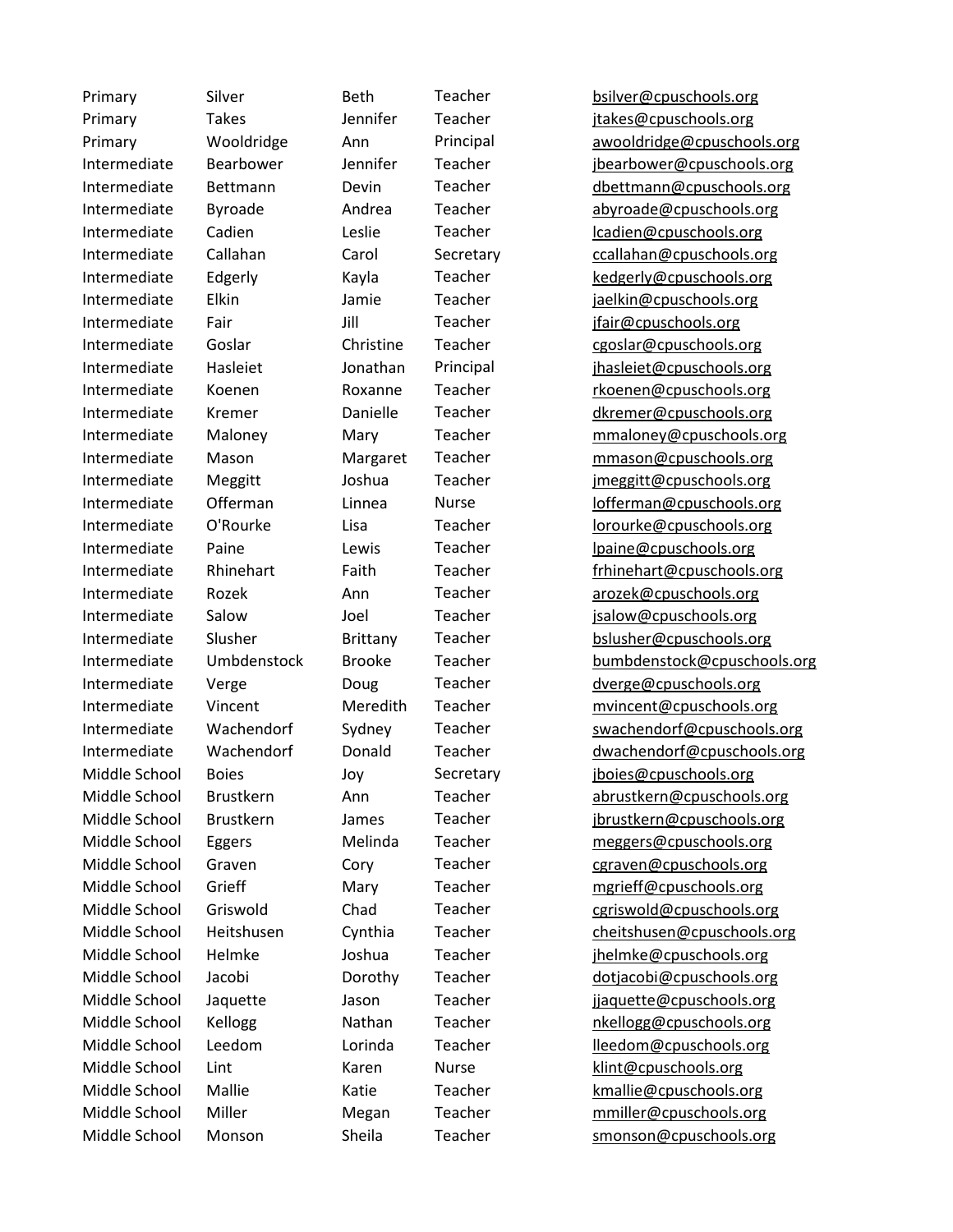| | | | | |
|---|---|---|---|---|
| Primary | Silver | Beth | Teacher | bsilver@cpuschools.org |
| Primary | Takes | Jennifer | Teacher | jtakes@cpuschools.org |
| Primary | Wooldridge | Ann | Principal | awooldridge@cpuschools.org |
| Intermediate | Bearbower | Jennifer | Teacher | jbearbower@cpuschools.org |
| Intermediate | Bettmann | Devin | Teacher | dbettmann@cpuschools.org |
| Intermediate | Byroade | Andrea | Teacher | abyroade@cpuschools.org |
| Intermediate | Cadien | Leslie | Teacher | lcadien@cpuschools.org |
| Intermediate | Callahan | Carol | Secretary | ccallahan@cpuschools.org |
| Intermediate | Edgerly | Kayla | Teacher | kedgerly@cpuschools.org |
| Intermediate | Elkin | Jamie | Teacher | jaelkin@cpuschools.org |
| Intermediate | Fair | Jill | Teacher | jfair@cpuschools.org |
| Intermediate | Goslar | Christine | Teacher | cgoslar@cpuschools.org |
| Intermediate | Hasleiet | Jonathan | Principal | jhasleiet@cpuschools.org |
| Intermediate | Koenen | Roxanne | Teacher | rkoenen@cpuschools.org |
| Intermediate | Kremer | Danielle | Teacher | dkremer@cpuschools.org |
| Intermediate | Maloney | Mary | Teacher | mmaloney@cpuschools.org |
| Intermediate | Mason | Margaret | Teacher | mmason@cpuschools.org |
| Intermediate | Meggitt | Joshua | Teacher | jmeggitt@cpuschools.org |
| Intermediate | Offerman | Linnea | Nurse | lofferman@cpuschools.org |
| Intermediate | O'Rourke | Lisa | Teacher | lorourke@cpuschools.org |
| Intermediate | Paine | Lewis | Teacher | lpaine@cpuschools.org |
| Intermediate | Rhinehart | Faith | Teacher | frhinehart@cpuschools.org |
| Intermediate | Rozek | Ann | Teacher | arozek@cpuschools.org |
| Intermediate | Salow | Joel | Teacher | jsalow@cpuschools.org |
| Intermediate | Slusher | Brittany | Teacher | bslusher@cpuschools.org |
| Intermediate | Umbdenstock | Brooke | Teacher | bumbdenstock@cpuschools.org |
| Intermediate | Verge | Doug | Teacher | dverge@cpuschools.org |
| Intermediate | Vincent | Meredith | Teacher | mvincent@cpuschools.org |
| Intermediate | Wachendorf | Sydney | Teacher | swachendorf@cpuschools.org |
| Intermediate | Wachendorf | Donald | Teacher | dwachendorf@cpuschools.org |
| Middle School | Boies | Joy | Secretary | jboies@cpuschools.org |
| Middle School | Brustkern | Ann | Teacher | abrustkern@cpuschools.org |
| Middle School | Brustkern | James | Teacher | jbrustkern@cpuschools.org |
| Middle School | Eggers | Melinda | Teacher | meggers@cpuschools.org |
| Middle School | Graven | Cory | Teacher | cgraven@cpuschools.org |
| Middle School | Grieff | Mary | Teacher | mgrieff@cpuschools.org |
| Middle School | Griswold | Chad | Teacher | cgriswold@cpuschools.org |
| Middle School | Heitshusen | Cynthia | Teacher | cheitshusen@cpuschools.org |
| Middle School | Helmke | Joshua | Teacher | jhelmke@cpuschools.org |
| Middle School | Jacobi | Dorothy | Teacher | dotjacobi@cpuschools.org |
| Middle School | Jaquette | Jason | Teacher | jjaquette@cpuschools.org |
| Middle School | Kellogg | Nathan | Teacher | nkellogg@cpuschools.org |
| Middle School | Leedom | Lorinda | Teacher | lleedom@cpuschools.org |
| Middle School | Lint | Karen | Nurse | klint@cpuschools.org |
| Middle School | Mallie | Katie | Teacher | kmallie@cpuschools.org |
| Middle School | Miller | Megan | Teacher | mmiller@cpuschools.org |
| Middle School | Monson | Sheila | Teacher | smonson@cpuschools.org |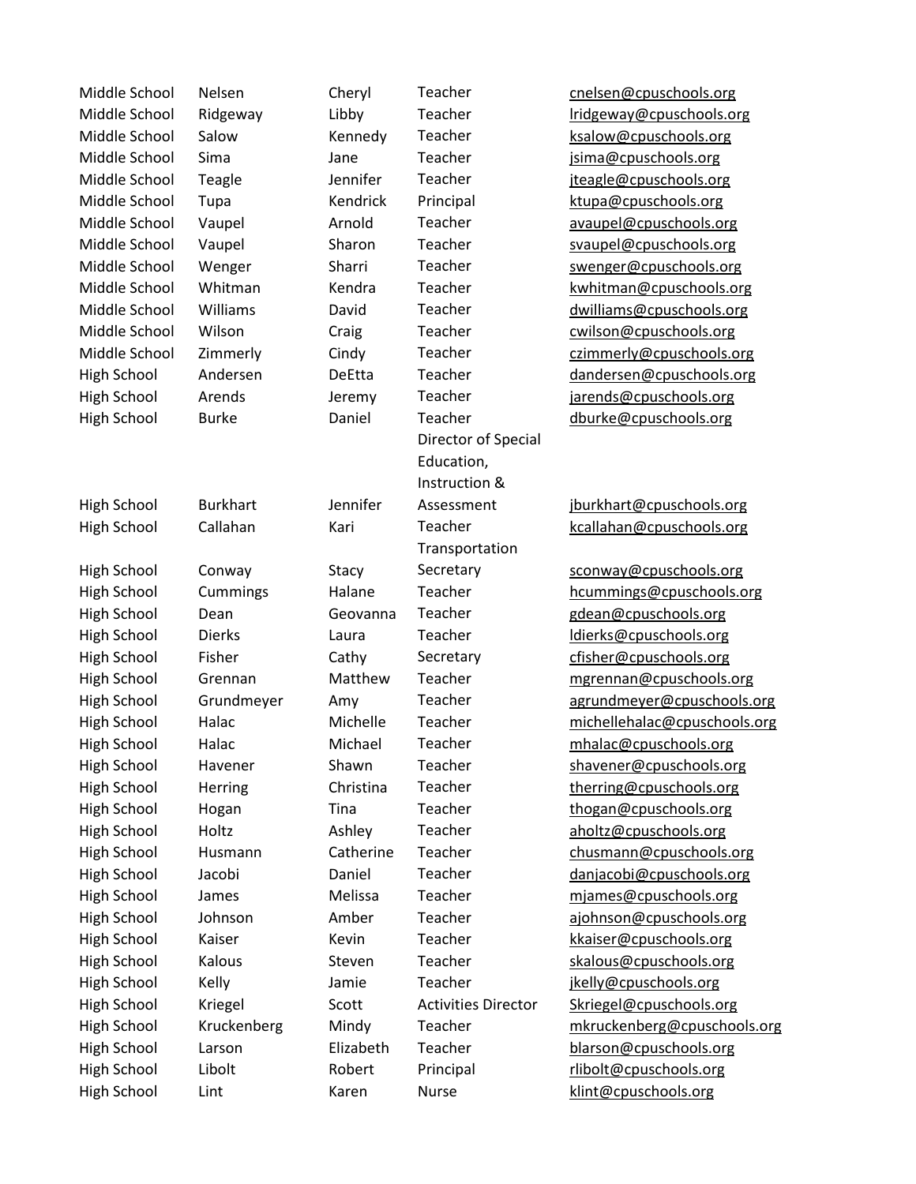| | | | | |
|---|---|---|---|---|
| Middle School | Nelsen | Cheryl | Teacher | cnelsen@cpuschools.org |
| Middle School | Ridgeway | Libby | Teacher | lridgeway@cpuschools.org |
| Middle School | Salow | Kennedy | Teacher | ksalow@cpuschools.org |
| Middle School | Sima | Jane | Teacher | jsima@cpuschools.org |
| Middle School | Teagle | Jennifer | Teacher | jteagle@cpuschools.org |
| Middle School | Tupa | Kendrick | Principal | ktupa@cpuschools.org |
| Middle School | Vaupel | Arnold | Teacher | avaupel@cpuschools.org |
| Middle School | Vaupel | Sharon | Teacher | svaupel@cpuschools.org |
| Middle School | Wenger | Sharri | Teacher | swenger@cpuschools.org |
| Middle School | Whitman | Kendra | Teacher | kwhitman@cpuschools.org |
| Middle School | Williams | David | Teacher | dwilliams@cpuschools.org |
| Middle School | Wilson | Craig | Teacher | cwilson@cpuschools.org |
| Middle School | Zimmerly | Cindy | Teacher | czimmerly@cpuschools.org |
| High School | Andersen | DeEtta | Teacher | dandersen@cpuschools.org |
| High School | Arends | Jeremy | Teacher | jarends@cpuschools.org |
| High School | Burke | Daniel | Teacher | dburke@cpuschools.org |
| High School | Burkhart | Jennifer | Director of Special Education, Instruction & Assessment | jburkhart@cpuschools.org |
| High School | Callahan | Kari | Teacher | kcallahan@cpuschools.org |
| High School | Conway | Stacy | Transportation Secretary | sconway@cpuschools.org |
| High School | Cummings | Halane | Teacher | hcummings@cpuschools.org |
| High School | Dean | Geovanna | Teacher | gdean@cpuschools.org |
| High School | Dierks | Laura | Teacher | ldierks@cpuschools.org |
| High School | Fisher | Cathy | Secretary | cfisher@cpuschools.org |
| High School | Grennan | Matthew | Teacher | mgrennan@cpuschools.org |
| High School | Grundmeyer | Amy | Teacher | agrundmeyer@cpuschools.org |
| High School | Halac | Michelle | Teacher | michellehalac@cpuschools.org |
| High School | Halac | Michael | Teacher | mhalac@cpuschools.org |
| High School | Havener | Shawn | Teacher | shavener@cpuschools.org |
| High School | Herring | Christina | Teacher | therring@cpuschools.org |
| High School | Hogan | Tina | Teacher | thogan@cpuschools.org |
| High School | Holtz | Ashley | Teacher | aholtz@cpuschools.org |
| High School | Husmann | Catherine | Teacher | chusmann@cpuschools.org |
| High School | Jacobi | Daniel | Teacher | danjacobi@cpuschools.org |
| High School | James | Melissa | Teacher | mjames@cpuschools.org |
| High School | Johnson | Amber | Teacher | ajohnson@cpuschools.org |
| High School | Kaiser | Kevin | Teacher | kkaiser@cpuschools.org |
| High School | Kalous | Steven | Teacher | skalous@cpuschools.org |
| High School | Kelly | Jamie | Teacher | jkelly@cpuschools.org |
| High School | Kriegel | Scott | Activities Director | Skriegel@cpuschools.org |
| High School | Kruckenberg | Mindy | Teacher | mkruckenberg@cpuschools.org |
| High School | Larson | Elizabeth | Teacher | blarson@cpuschools.org |
| High School | Libolt | Robert | Principal | rlibolt@cpuschools.org |
| High School | Lint | Karen | Nurse | klint@cpuschools.org |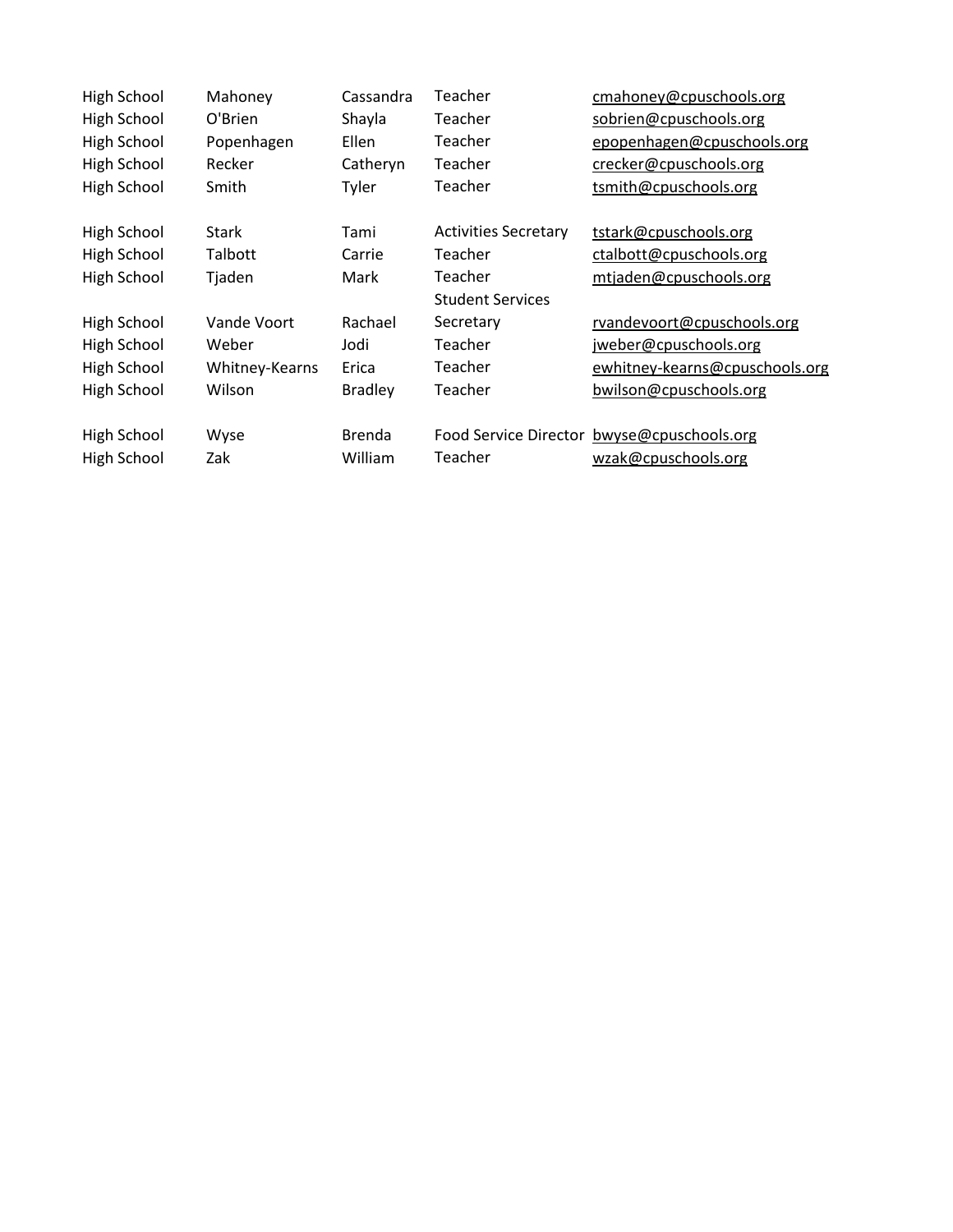| | | | | |
|---|---|---|---|---|
| High School | Mahoney | Cassandra | Teacher | cmahoney@cpuschools.org |
| High School | O'Brien | Shayla | Teacher | sobrien@cpuschools.org |
| High School | Popenhagen | Ellen | Teacher | epopenhagen@cpuschools.org |
| High School | Recker | Catheryn | Teacher | crecker@cpuschools.org |
| High School | Smith | Tyler | Teacher | tsmith@cpuschools.org |
| High School | Stark | Tami | Activities Secretary | tstark@cpuschools.org |
| High School | Talbott | Carrie | Teacher | ctalbott@cpuschools.org |
| High School | Tjaden | Mark | Teacher | mtjaden@cpuschools.org |
| High School | Vande Voort | Rachael | Student Services Secretary | rvandevoort@cpuschools.org |
| High School | Weber | Jodi | Teacher | jweber@cpuschools.org |
| High School | Whitney-Kearns | Erica | Teacher | ewhitney-kearns@cpuschools.org |
| High School | Wilson | Bradley | Teacher | bwilson@cpuschools.org |
| High School | Wyse | Brenda | Food Service Director | bwyse@cpuschools.org |
| High School | Zak | William | Teacher | wzak@cpuschools.org |